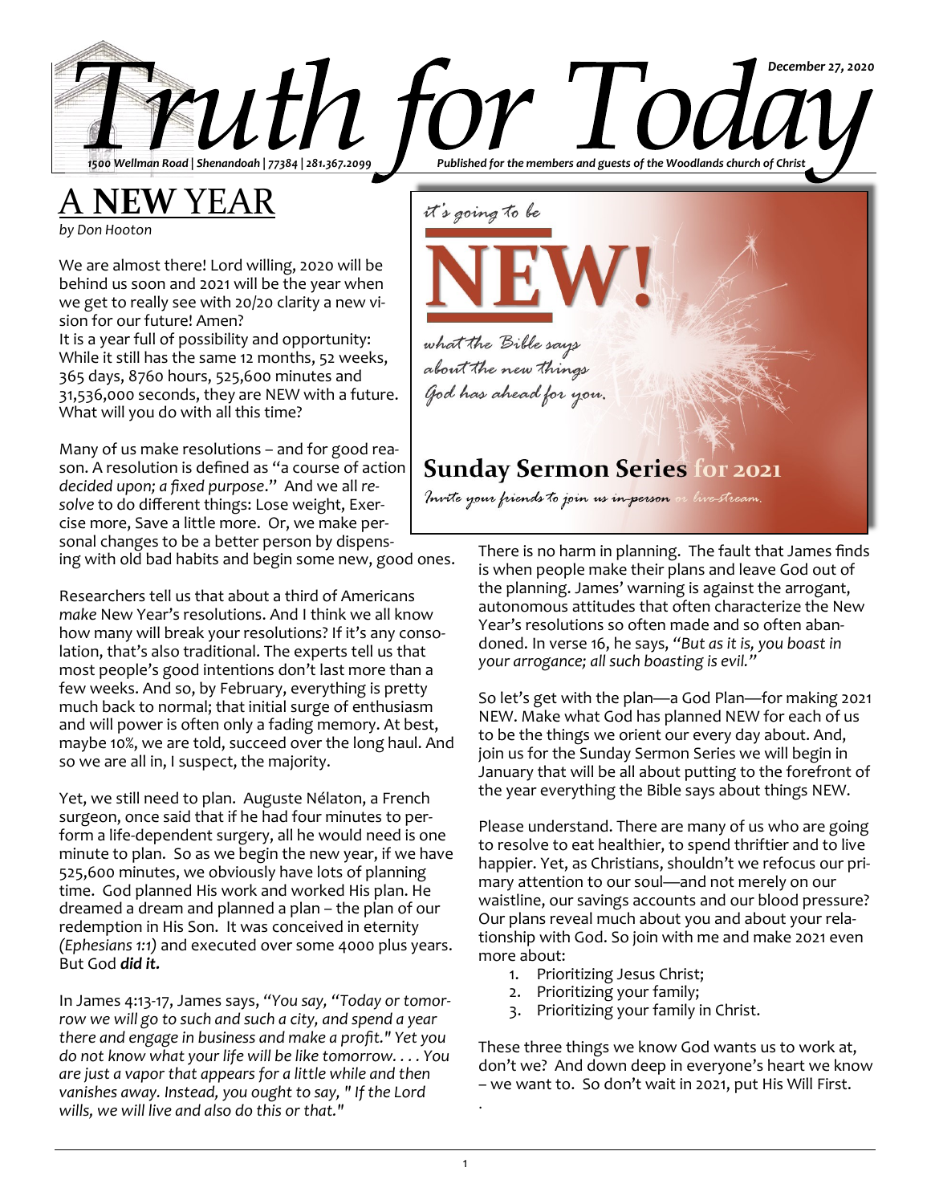# Truth for Today

*December 27, 2020*

*1500 Wellman Road | Shenandoah | 77384 | 281.367.2099*

*Published for the members and guests of the Woodlands church of Christ*

## A NEW YEAR

*by Don Hooton*

We are almost there! Lord willing, 2020 will be behind us soon and 2021 will be the year when we get to really see with 20/20 clarity a new vision for our future! Amen?

It is a year full of possibility and opportunity: While it still has the same 12 months, 52 weeks, 365 days, 8760 hours, 525,600 minutes and 31,536,000 seconds, they are NEW with a future. What will you do with all this time?

Many of us make resolutions – and for good reason. A resolution is defined as "a course of action *decided upon; a fixed purpose*." And we all *resolve* to do different things: Lose weight, Exercise more, Save a little more. Or, we make personal changes to be a better person by dispensing with old bad habits and begin some new, good ones.

Researchers tell us that about a third of Americans *make* New Year's resolutions. And I think we all know how many will break your resolutions? If it's any consolation, that's also traditional. The experts tell us that most people's good intentions don't last more than a few weeks. And so, by February, everything is pretty much back to normal; that initial surge of enthusiasm and will power is often only a fading memory. At best, maybe 10%, we are told, succeed over the long haul. And so we are all in, I suspect, the majority.

Yet, we still need to plan. Auguste Nélaton, a French surgeon, once said that if he had four minutes to perform a life-dependent surgery, all he would need is one minute to plan. So as we begin the new year, if we have 525,600 minutes, we obviously have lots of planning time. God planned His work and worked His plan. He dreamed a dream and planned a plan – the plan of our redemption in His Son. It was conceived in eternity *(Ephesians 1:1)* and executed over some 4000 plus years. But God ***did it.***

In James 4:13-17, James says, *"You say, "Today or tomorrow we will go to such and such a city, and spend a year there and engage in business and make a profit." Yet you do not know what your life will be like tomorrow. . . . You are just a vapor that appears for a little while and then vanishes away. Instead, you ought to say, " If the Lord wills, we will live and also do this or that."*

*it's going to be*

**NEW!**

*what the Bible says about the new things God has ahead for you.*

**Sunday Sermon Series for 2021**

*Invite your friends to join us in-person or live-stream.*

There is no harm in planning. The fault that James finds is when people make their plans and leave God out of the planning. James' warning is against the arrogant, autonomous attitudes that often characterize the New Year's resolutions so often made and so often abandoned. In verse 16, he says, *"But as it is, you boast in your arrogance; all such boasting is evil."*

So let's get with the plan—a God Plan—for making 2021 NEW. Make what God has planned NEW for each of us to be the things we orient our every day about. And, join us for the Sunday Sermon Series we will begin in January that will be all about putting to the forefront of the year everything the Bible says about things NEW.

Please understand. There are many of us who are going to resolve to eat healthier, to spend thriftier and to live happier. Yet, as Christians, shouldn't we refocus our primary attention to our soul—and not merely on our waistline, our savings accounts and our blood pressure? Our plans reveal much about you and about your relationship with God. So join with me and make 2021 even more about:

1. Prioritizing Jesus Christ;
2. Prioritizing your family;
3. Prioritizing your family in Christ.

These three things we know God wants us to work at, don't we? And down deep in everyone's heart we know – we want to. So don't wait in 2021, put His Will First.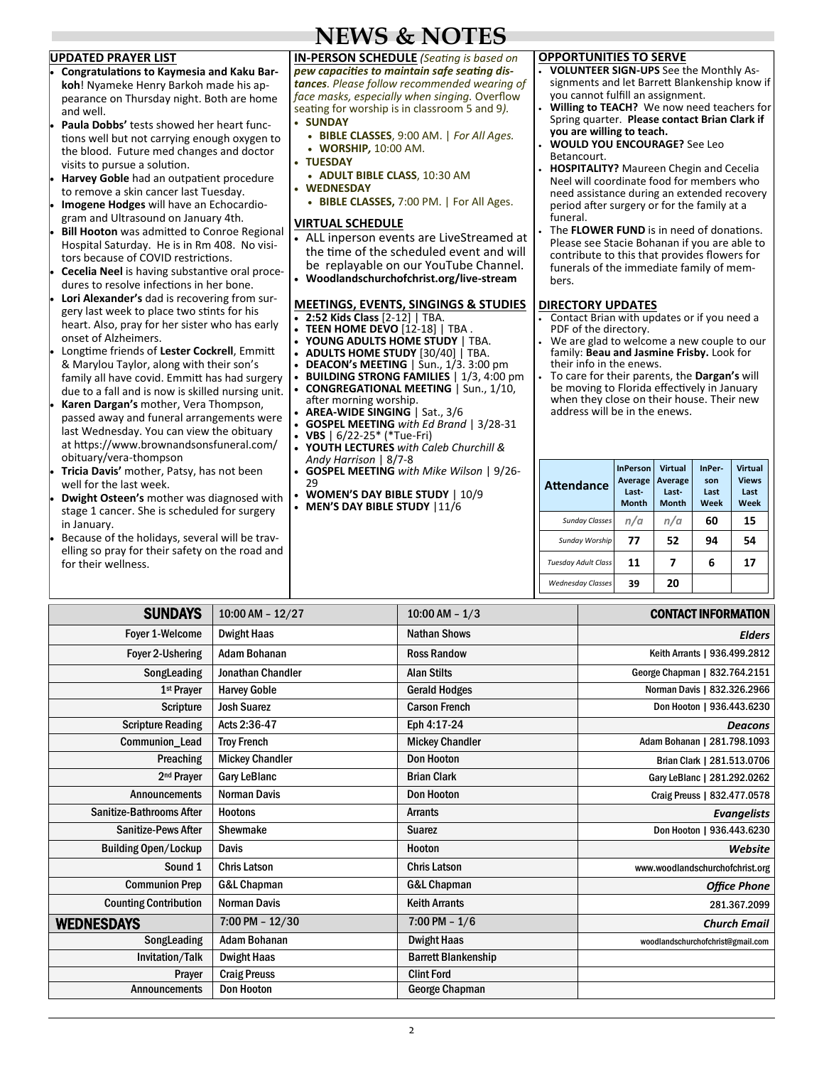# NEWS & NOTES

## UPDATED PRAYER LIST

- **Congratulations to Kaymesia and Kaku Barkoh**! Nyameke Henry Barkoh made his appearance on Thursday night. Both are home and well.
- **Paula Dobbs'** heart tests showed her heart functions well but not carrying enough oxygen to the blood. Future med changes and doctor visits to pursue a solution.
- **Harvey Goble** had an outpatient procedure to remove a skin cancer last Tuesday.
- **Imogene Hodges** will have an Echocardiogram and Ultrasound on January 4th.
- **Bill Hooton** was admitted to Conroe Regional Hospital Saturday. He is in Rm 408. No visitors because of COVID restrictions.
- **Cecelia Neel** is having substantive oral procedures to resolve infections in her bone.
- **Lori Alexander's** dad is recovering from surgery last week to place two stints for his heart. Also, pray for her sister who has early onset of Alzheimers.
- Longtime friends of **Lester Cockrell**, Emmitt & Marylou Taylor, along with their son's family all have covid. Emmitt has had surgery due to a fall and is now is skilled nursing unit.
- **Karen Dargan's** mother, Vera Thompson, passed away and funeral arrangements were last Wednesday. You can view the obituary at https://www.brownandsonsfuneral.com/obituary/vera-thompson
- **Tricia Davis'** mother, Patsy, has not been well for the last week.
- **Dwight Osteen's** mother was diagnosed with stage 1 cancer. She is scheduled for surgery in January.
- Because of the holidays, several will be travelling so pray for their safety on the road and for their wellness.

## IN-PERSON SCHEDULE

*(Seating is based on **pew capacities to maintain safe seating distances**. Please follow recommended wearing of face masks, especially when singing.* Overflow seating for worship is in classroom 5 and 9*).*

- **SUNDAY**
  - **BIBLE CLASSES**, 9:00 AM. | *For All Ages.*
  - **WORSHIP,** 10:00 AM.
- **TUESDAY**
  - **ADULT BIBLE CLASS**, 10:30 AM
- **WEDNESDAY**
  - **BIBLE CLASSES,** 7:00 PM. | For All Ages.

## VIRTUAL SCHEDULE

- ALL inperson events are LiveStreamed at the time of the scheduled event and will be replayable on our YouTube Channel.
- **Woodlandschurchofchrist.org/live-stream**

## MEETINGS, EVENTS, SINGINGS & STUDIES

- **2:52 Kids Class** [2-12] | TBA.
- **TEEN HOME DEVO** [12-18] | TBA .
- **YOUNG ADULTS HOME STUDY** | TBA.
- **ADULTS HOME STUDY** [30/40] | TBA.
- **DEACON's MEETING** | Sun., 1/3. 3:00 pm
- **BUILDING STRONG FAMILIES** | 1/3, 4:00 pm
- **CONGREGATIONAL MEETING** | Sun., 1/10, after morning worship.
- **AREA-WIDE SINGING** | Sat., 3/6
- **GOSPEL MEETING** *with Ed Brand* | 3/28-31
- **VBS** | 6/22-25* (*Tue-Fri)
- **YOUTH LECTURES** *with Caleb Churchill & Andy Harrison* | 8/7-8
- **GOSPEL MEETING** *with Mike Wilson* | 9/26-29
- **WOMEN'S DAY BIBLE STUDY** | 10/9
- **MEN'S DAY BIBLE STUDY** |11/6

## OPPORTUNITIES TO SERVE

- **VOLUNTEER SIGN-UPS** See the Monthly Assignments and let Barrett Blankenship know if you cannot fulfill an assignment.
- **Willing to TEACH?** We now need teachers for Spring quarter. **Please contact Brian Clark if you are willing to teach.**
- **WOULD YOU ENCOURAGE?** See Leo Betancourt.
- **HOSPITALITY?** Maureen Chegin and Cecelia Neel will coordinate food for members who need assistance during an extended recovery period after surgery or for the family at a funeral.
- The **FLOWER FUND** is in need of donations. Please see Stacie Bohanan if you are able to contribute to this that provides flowers for funerals of the immediate family of members.

## DIRECTORY UPDATES

- Contact Brian with updates or if you need a PDF of the directory.
- We are glad to welcome a new couple to our family: **Beau and Jasmine Frisby.** Look for their info in the enews.
- To care for their parents, the **Dargan's** will be moving to Florida effectively in January when they close on their house. Their new address will be in the enews.

| Attendance | InPerson Average Last-Month | Virtual Average Last-Month | InPerson Last Week | Virtual Views Last Week |
|---|---|---|---|---|
| *Sunday Classes* | *n/a* | *n/a* | 60 | 15 |
| *Sunday Worship* | 77 | 52 | 94 | 54 |
| *Tuesday Adult Class* | 11 | 7 | 6 | 17 |
| *Wednesday Classes* | 39 | 20 | | |

| SUNDAYS | 10:00 AM – 12/27 | 10:00 AM – 1/3 |
|---|---|---|
| Foyer 1-Welcome | Dwight Haas | Nathan Shows |
| Foyer 2-Ushering | Adam Bohanan | Ross Randow |
| SongLeading | Jonathan Chandler | Alan Stilts |
| 1st Prayer | Harvey Goble | Gerald Hodges |
| Scripture | Josh Suarez | Carson French |
| Scripture Reading | Acts 2:36-47 | Eph 4:17-24 |
| Communion_Lead | Troy French | Mickey Chandler |
| Preaching | Mickey Chandler | Don Hooton |
| 2nd Prayer | Gary LeBlanc | Brian Clark |
| Announcements | Norman Davis | Don Hooton |
| Sanitize-Bathrooms After | Hootons | Arrants |
| Sanitize-Pews After | Shewmake | Suarez |
| Building Open/Lockup | Davis | Hooton |
| Sound 1 | Chris Latson | Chris Latson |
| Communion Prep | G&L Chapman | G&L Chapman |
| Counting Contribution | Norman Davis | Keith Arrants |
| **WEDNESDAYS** | 7:00 PM – 12/30 | 7:00 PM – 1/6 |
| SongLeading | Adam Bohanan | Dwight Haas |
| Invitation/Talk | Dwight Haas | Barrett Blankenship |
| Prayer | Craig Preuss | Clint Ford |
| Announcements | Don Hooton | George Chapman |

## CONTACT INFORMATION

***Elders***

Keith Arrants | 936.499.2812
George Chapman | 832.764.2151
Norman Davis | 832.326.2966
Don Hooton | 936.443.6230

***Deacons***

Adam Bohanan | 281.798.1093
Brian Clark | 281.513.0706
Gary LeBlanc | 281.292.0262
Craig Preuss | 832.477.0578

***Evangelists***

Don Hooton | 936.443.6230

***Website***

www.woodlandschurchofchrist.org

***Office Phone***

281.367.2099

***Church Email***

woodlandschurchofchrist@gmail.com